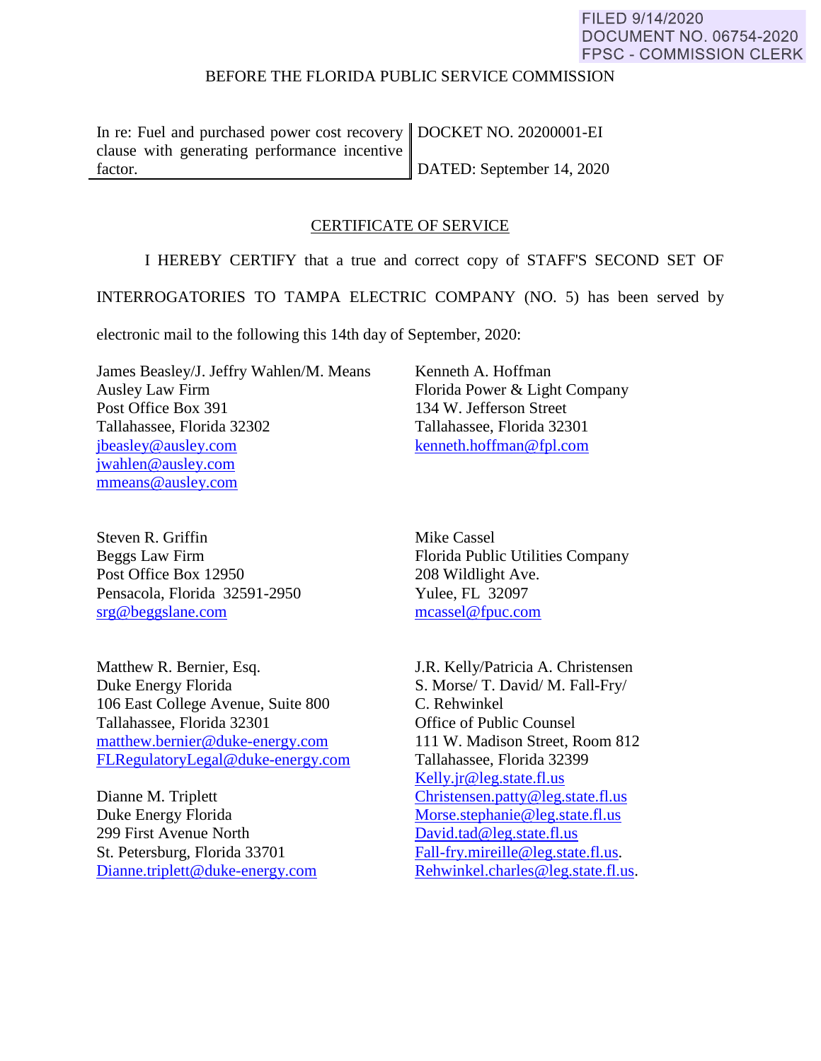FILED 9/14/2020
DOCUMENT NO. 06754-2020
FPSC - COMMISSION CLERK

BEFORE THE FLORIDA PUBLIC SERVICE COMMISSION

| In re: Fuel and purchased power cost recovery clause with generating performance incentive factor. | DOCKET NO. 20200001-EI<br><br>DATED: September 14, 2020 |
|---|---|

## CERTIFICATE OF SERVICE

I HEREBY CERTIFY that a true and correct copy of STAFF'S SECOND SET OF INTERROGATORIES TO TAMPA ELECTRIC COMPANY (NO. 5) has been served by electronic mail to the following this 14th day of September, 2020:

James Beasley/J. Jeffry Wahlen/M. Means
Ausley Law Firm
Post Office Box 391
Tallahassee, Florida 32302
jbeasley@ausley.com
jwahlen@ausley.com
mmeans@ausley.com

Kenneth A. Hoffman
Florida Power & Light Company
134 W. Jefferson Street
Tallahassee, Florida 32301
kenneth.hoffman@fpl.com

Steven R. Griffin
Beggs Law Firm
Post Office Box 12950
Pensacola, Florida 32591-2950
srg@beggslane.com

Mike Cassel
Florida Public Utilities Company
208 Wildlight Ave.
Yulee, FL 32097
mcassel@fpuc.com

Matthew R. Bernier, Esq.
Duke Energy Florida
106 East College Avenue, Suite 800
Tallahassee, Florida 32301
matthew.bernier@duke-energy.com
FLRegulatoryLegal@duke-energy.com

Dianne M. Triplett
Duke Energy Florida
299 First Avenue North
St. Petersburg, Florida 33701
Dianne.triplett@duke-energy.com

J.R. Kelly/Patricia A. Christensen
S. Morse/ T. David/ M. Fall-Fry/
C. Rehwinkel
Office of Public Counsel
111 W. Madison Street, Room 812
Tallahassee, Florida 32399
Kelly.jr@leg.state.fl.us
Christensen.patty@leg.state.fl.us
Morse.stephanie@leg.state.fl.us
David.tad@leg.state.fl.us
Fall-fry.mireille@leg.state.fl.us.
Rehwinkel.charles@leg.state.fl.us.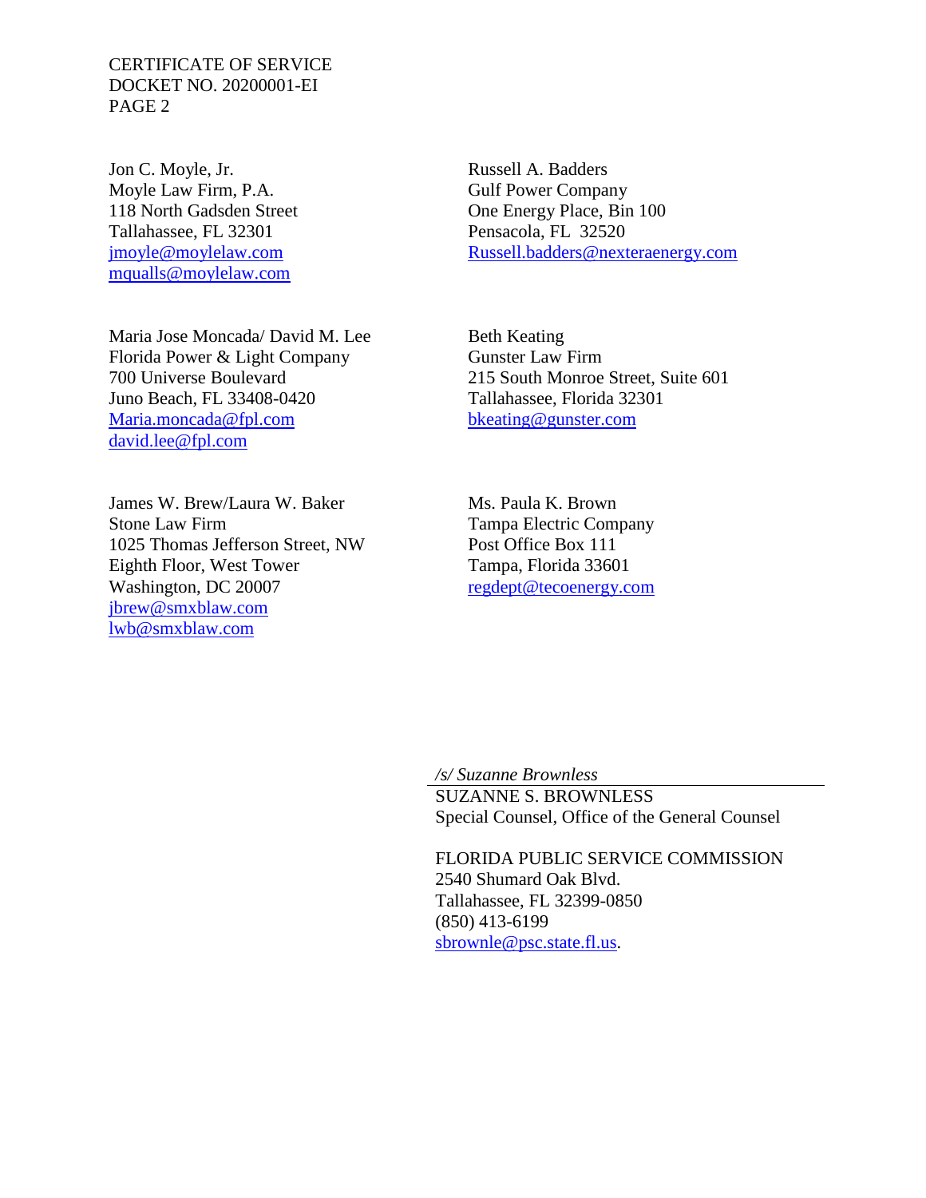CERTIFICATE OF SERVICE
DOCKET NO. 20200001-EI
PAGE 2

Jon C. Moyle, Jr.
Moyle Law Firm, P.A.
118 North Gadsden Street
Tallahassee, FL 32301
jmoyle@moylelaw.com
mqualls@moylelaw.com

Russell A. Badders
Gulf Power Company
One Energy Place, Bin 100
Pensacola, FL 32520
Russell.badders@nexteraenergy.com

Maria Jose Moncada/ David M. Lee
Florida Power & Light Company
700 Universe Boulevard
Juno Beach, FL 33408-0420
Maria.moncada@fpl.com
david.lee@fpl.com

Beth Keating
Gunster Law Firm
215 South Monroe Street, Suite 601
Tallahassee, Florida 32301
bkeating@gunster.com

James W. Brew/Laura W. Baker
Stone Law Firm
1025 Thomas Jefferson Street, NW
Eighth Floor, West Tower
Washington, DC 20007
jbrew@smxblaw.com
lwb@smxblaw.com

Ms. Paula K. Brown
Tampa Electric Company
Post Office Box 111
Tampa, Florida 33601
regdept@tecoenergy.com

*/s/ Suzanne Brownless*
SUZANNE S. BROWNLESS
Special Counsel, Office of the General Counsel

FLORIDA PUBLIC SERVICE COMMISSION
2540 Shumard Oak Blvd.
Tallahassee, FL 32399-0850
(850) 413-6199
sbrownle@psc.state.fl.us.